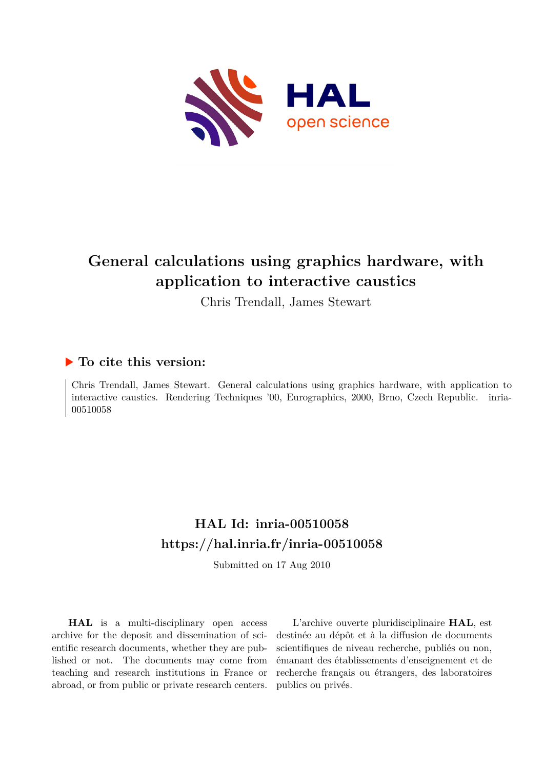# General calculations using graphics hardware, with application to interactive caustics

Chris Trendall, James Stewart

## ▶ To cite this version:

Chris Trendall, James Stewart. General calculations using graphics hardware, with application to interactive caustics. Rendering Techniques '00, Eurographics, 2000, Brno, Czech Republic. inria-00510058

## HAL Id: inria-00510058
## https://hal.inria.fr/inria-00510058

Submitted on 17 Aug 2010

**HAL** is a multi-disciplinary open access archive for the deposit and dissemination of scientific research documents, whether they are published or not. The documents may come from teaching and research institutions in France or abroad, or from public or private research centers.

L'archive ouverte pluridisciplinaire **HAL**, est destinée au dépôt et à la diffusion de documents scientifiques de niveau recherche, publiés ou non, émanant des établissements d'enseignement et de recherche français ou étrangers, des laboratoires publics ou privés.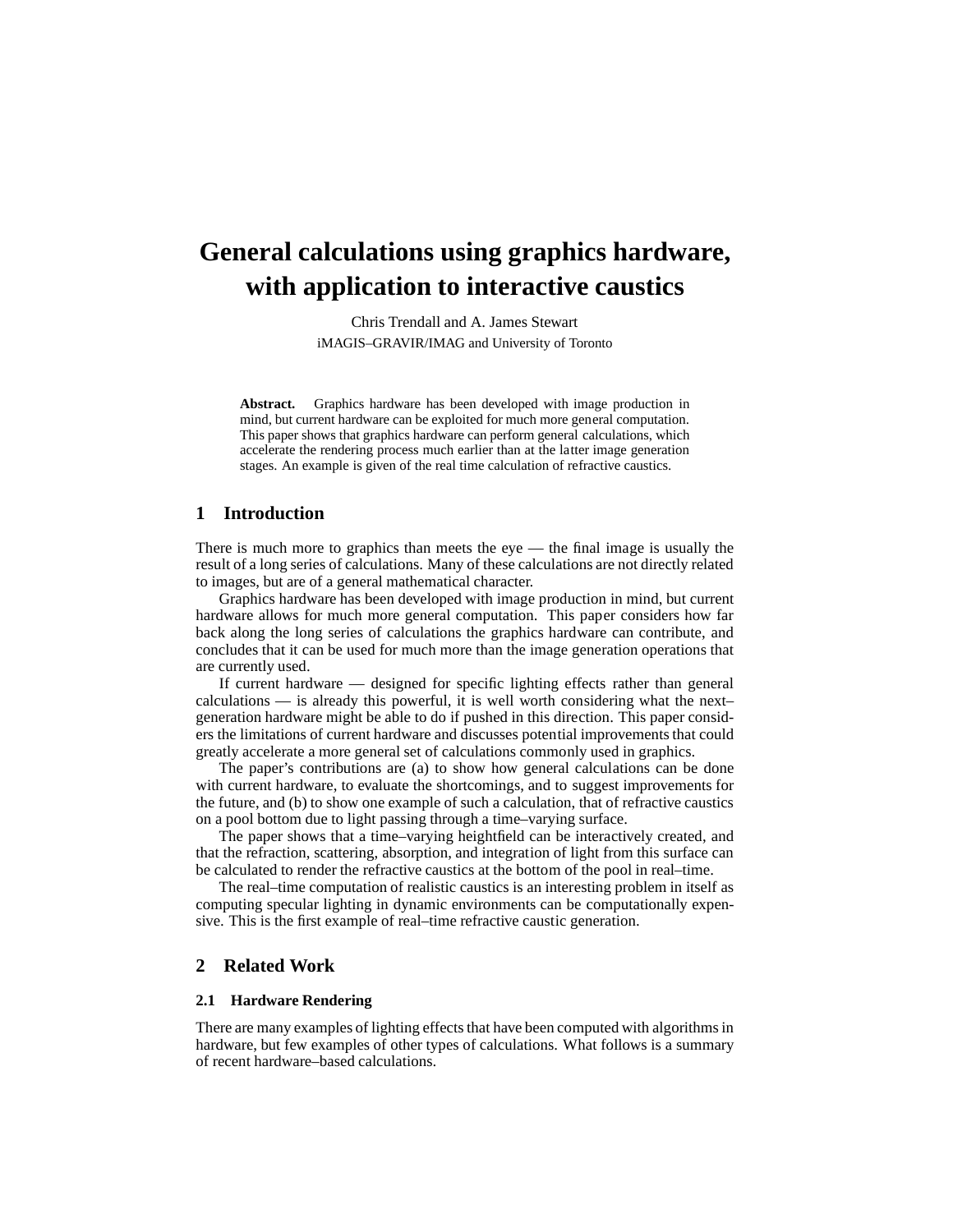# General calculations using graphics hardware, with application to interactive caustics

Chris Trendall and A. James Stewart

iMAGIS–GRAVIR/IMAG and University of Toronto

**Abstract.** Graphics hardware has been developed with image production in mind, but current hardware can be exploited for much more general computation. This paper shows that graphics hardware can perform general calculations, which accelerate the rendering process much earlier than at the latter image generation stages. An example is given of the real time calculation of refractive caustics.

## 1 Introduction

There is much more to graphics than meets the eye — the final image is usually the result of a long series of calculations. Many of these calculations are not directly related to images, but are of a general mathematical character.

Graphics hardware has been developed with image production in mind, but current hardware allows for much more general computation. This paper considers how far back along the long series of calculations the graphics hardware can contribute, and concludes that it can be used for much more than the image generation operations that are currently used.

If current hardware — designed for specific lighting effects rather than general calculations — is already this powerful, it is well worth considering what the next–generation hardware might be able to do if pushed in this direction. This paper considers the limitations of current hardware and discusses potential improvements that could greatly accelerate a more general set of calculations commonly used in graphics.

The paper's contributions are (a) to show how general calculations can be done with current hardware, to evaluate the shortcomings, and to suggest improvements for the future, and (b) to show one example of such a calculation, that of refractive caustics on a pool bottom due to light passing through a time–varying surface.

The paper shows that a time–varying heightfield can be interactively created, and that the refraction, scattering, absorption, and integration of light from this surface can be calculated to render the refractive caustics at the bottom of the pool in real–time.

The real–time computation of realistic caustics is an interesting problem in itself as computing specular lighting in dynamic environments can be computationally expensive. This is the first example of real–time refractive caustic generation.

## 2 Related Work

### 2.1 Hardware Rendering

There are many examples of lighting effects that have been computed with algorithms in hardware, but few examples of other types of calculations. What follows is a summary of recent hardware–based calculations.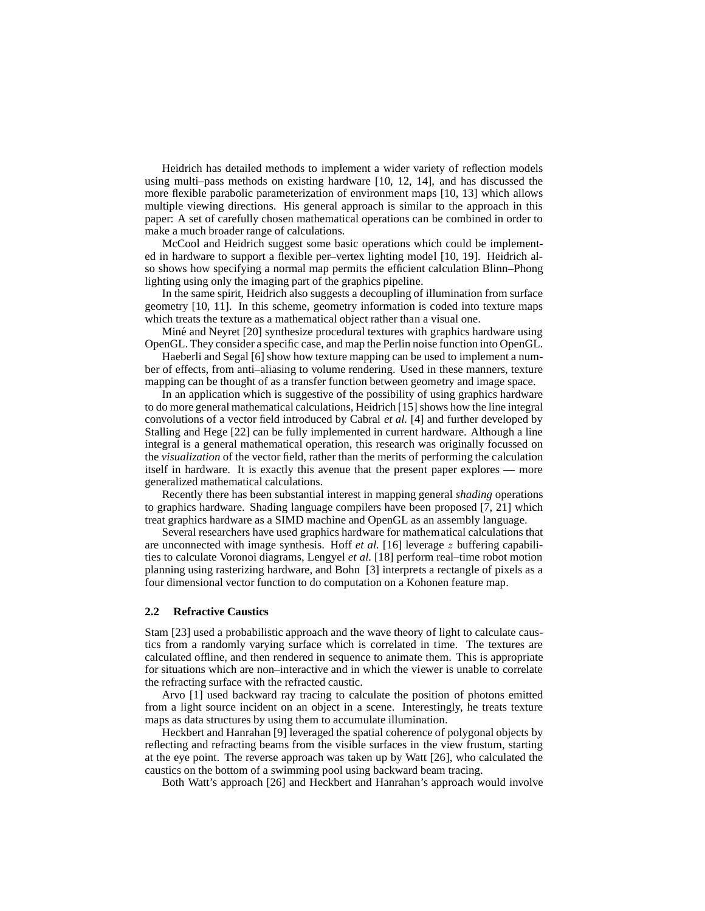Heidrich has detailed methods to implement a wider variety of reflection models using multi–pass methods on existing hardware [10, 12, 14], and has discussed the more flexible parabolic parameterization of environment maps [10, 13] which allows multiple viewing directions. His general approach is similar to the approach in this paper: A set of carefully chosen mathematical operations can be combined in order to make a much broader range of calculations.

McCool and Heidrich suggest some basic operations which could be implemented in hardware to support a flexible per–vertex lighting model [10, 19]. Heidrich also shows how specifying a normal map permits the efficient calculation Blinn–Phong lighting using only the imaging part of the graphics pipeline.

In the same spirit, Heidrich also suggests a decoupling of illumination from surface geometry [10, 11]. In this scheme, geometry information is coded into texture maps which treats the texture as a mathematical object rather than a visual one.

Miné and Neyret [20] synthesize procedural textures with graphics hardware using OpenGL. They consider a specific case, and map the Perlin noise function into OpenGL.

Haeberli and Segal [6] show how texture mapping can be used to implement a number of effects, from anti–aliasing to volume rendering. Used in these manners, texture mapping can be thought of as a transfer function between geometry and image space.

In an application which is suggestive of the possibility of using graphics hardware to do more general mathematical calculations, Heidrich [15] shows how the line integral convolutions of a vector field introduced by Cabral *et al.* [4] and further developed by Stalling and Hege [22] can be fully implemented in current hardware. Although a line integral is a general mathematical operation, this research was originally focussed on the *visualization* of the vector field, rather than the merits of performing the calculation itself in hardware. It is exactly this avenue that the present paper explores — more generalized mathematical calculations.

Recently there has been substantial interest in mapping general *shading* operations to graphics hardware. Shading language compilers have been proposed [7, 21] which treat graphics hardware as a SIMD machine and OpenGL as an assembly language.

Several researchers have used graphics hardware for mathematical calculations that are unconnected with image synthesis. Hoff *et al.* [16] leverage $z$ buffering capabilities to calculate Voronoi diagrams, Lengyel *et al.* [18] perform real–time robot motion planning using rasterizing hardware, and Bohn [3] interprets a rectangle of pixels as a four dimensional vector function to do computation on a Kohonen feature map.

### 2.2 Refractive Caustics

Stam [23] used a probabilistic approach and the wave theory of light to calculate caustics from a randomly varying surface which is correlated in time. The textures are calculated offline, and then rendered in sequence to animate them. This is appropriate for situations which are non–interactive and in which the viewer is unable to correlate the refracting surface with the refracted caustic.

Arvo [1] used backward ray tracing to calculate the position of photons emitted from a light source incident on an object in a scene. Interestingly, he treats texture maps as data structures by using them to accumulate illumination.

Heckbert and Hanrahan [9] leveraged the spatial coherence of polygonal objects by reflecting and refracting beams from the visible surfaces in the view frustum, starting at the eye point. The reverse approach was taken up by Watt [26], who calculated the caustics on the bottom of a swimming pool using backward beam tracing.

Both Watt's approach [26] and Heckbert and Hanrahan's approach would involve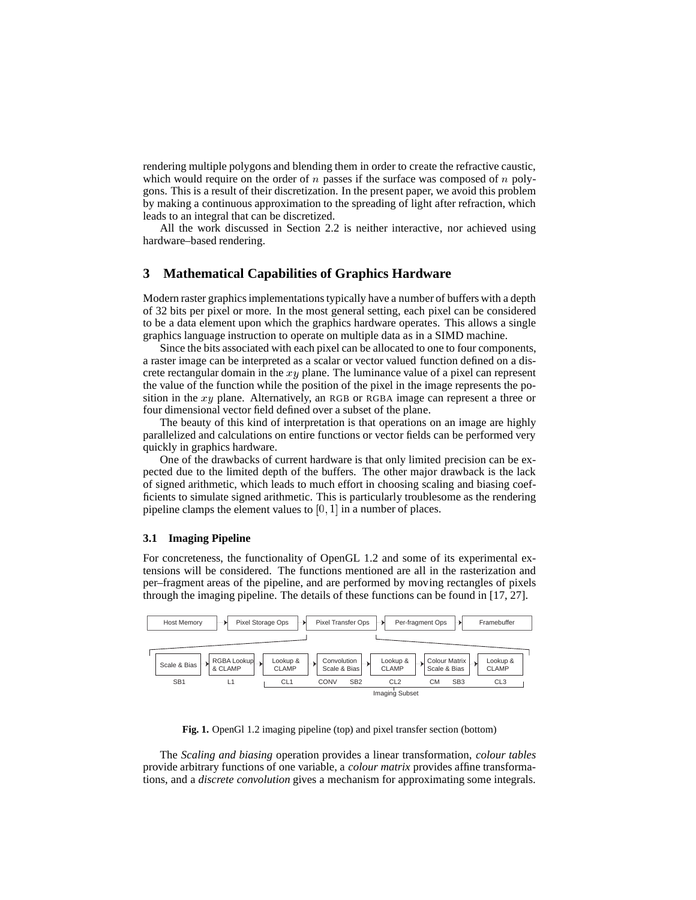rendering multiple polygons and blending them in order to create the refractive caustic, which would require on the order of $n$ passes if the surface was composed of $n$ polygons. This is a result of their discretization. In the present paper, we avoid this problem by making a continuous approximation to the spreading of light after refraction, which leads to an integral that can be discretized.

All the work discussed in Section 2.2 is neither interactive, nor achieved using hardware–based rendering.

## 3 Mathematical Capabilities of Graphics Hardware

Modern raster graphics implementations typically have a number of buffers with a depth of 32 bits per pixel or more. In the most general setting, each pixel can be considered to be a data element upon which the graphics hardware operates. This allows a single graphics language instruction to operate on multiple data as in a SIMD machine.

Since the bits associated with each pixel can be allocated to one to four components, a raster image can be interpreted as a scalar or vector valued function defined on a discrete rectangular domain in the $xy$ plane. The luminance value of a pixel can represent the value of the function while the position of the pixel in the image represents the position in the $xy$ plane. Alternatively, an RGB or RGBA image can represent a three or four dimensional vector field defined over a subset of the plane.

The beauty of this kind of interpretation is that operations on an image are highly parallelized and calculations on entire functions or vector fields can be performed very quickly in graphics hardware.

One of the drawbacks of current hardware is that only limited precision can be expected due to the limited depth of the buffers. The other major drawback is the lack of signed arithmetic, which leads to much effort in choosing scaling and biasing coefficients to simulate signed arithmetic. This is particularly troublesome as the rendering pipeline clamps the element values to $[0, 1]$ in a number of places.

### 3.1 Imaging Pipeline

For concreteness, the functionality of OpenGL 1.2 and some of its experimental extensions will be considered. The functions mentioned are all in the rasterization and per–fragment areas of the pipeline, and are performed by moving rectangles of pixels through the imaging pipeline. The details of these functions can be found in [17, 27].

Host Memory → Pixel Storage Ops → Pixel Transfer Ops → Per-fragment Ops → Framebuffer

Scale & Bias (SB1) → RGBA Lookup & CLAMP (L1) → Lookup & CLAMP (CL1) → Convolution Scale & Bias (CONV, SB2) → Lookup & CLAMP (CL2) → Colour Matrix Scale & Bias (CM, SB3) → Lookup & CLAMP (CL3)

Imaging Subset (CL1 through CL3)

**Fig. 1.** OpenGl 1.2 imaging pipeline (top) and pixel transfer section (bottom)

The *Scaling and biasing* operation provides a linear transformation, *colour tables* provide arbitrary functions of one variable, a *colour matrix* provides affine transformations, and a *discrete convolution* gives a mechanism for approximating some integrals.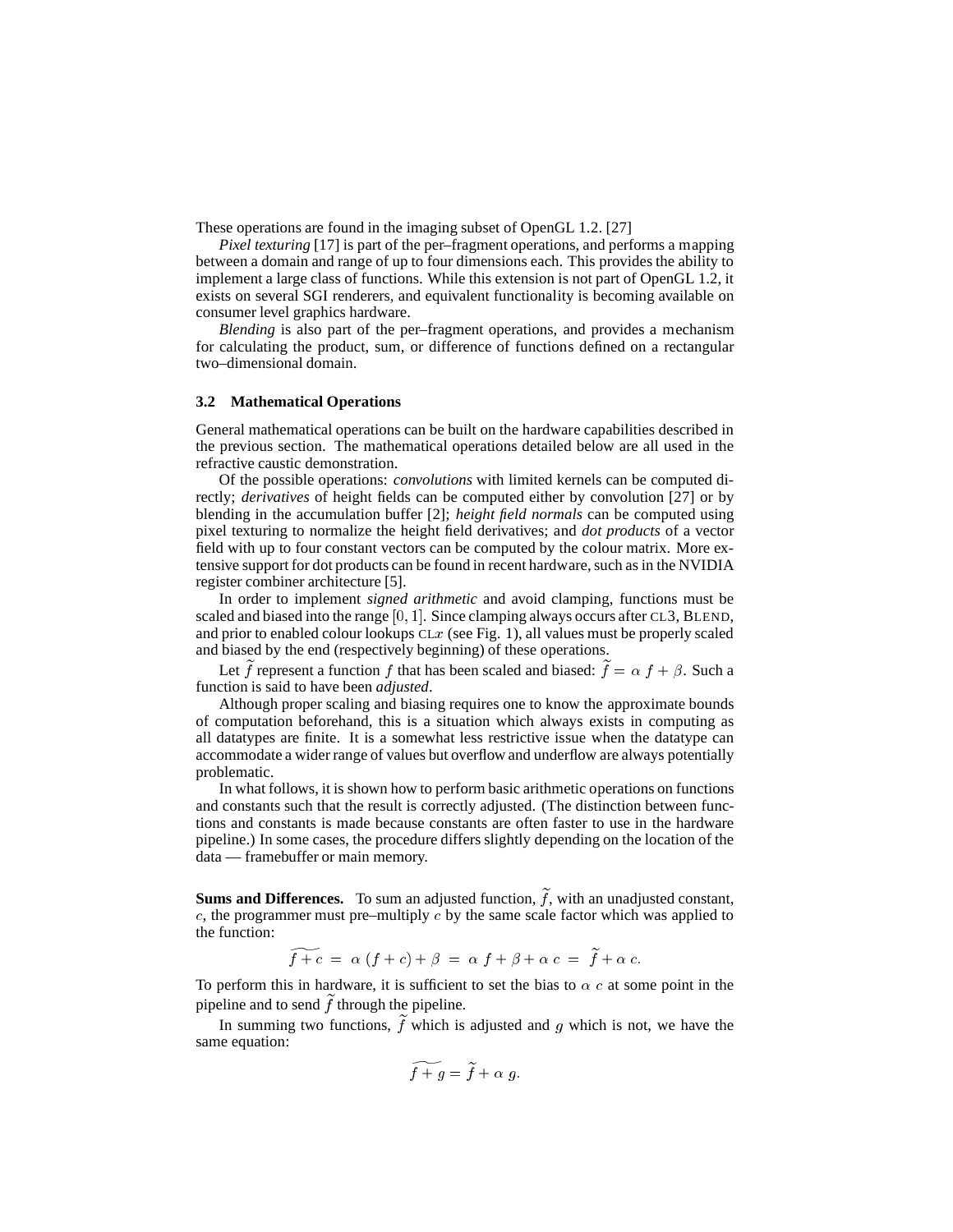These operations are found in the imaging subset of OpenGL 1.2. [27]

*Pixel texturing* [17] is part of the per–fragment operations, and performs a mapping between a domain and range of up to four dimensions each. This provides the ability to implement a large class of functions. While this extension is not part of OpenGL 1.2, it exists on several SGI renderers, and equivalent functionality is becoming available on consumer level graphics hardware.

*Blending* is also part of the per–fragment operations, and provides a mechanism for calculating the product, sum, or difference of functions defined on a rectangular two–dimensional domain.

### 3.2 Mathematical Operations

General mathematical operations can be built on the hardware capabilities described in the previous section. The mathematical operations detailed below are all used in the refractive caustic demonstration.

Of the possible operations: *convolutions* with limited kernels can be computed directly; *derivatives* of height fields can be computed either by convolution [27] or by blending in the accumulation buffer [2]; *height field normals* can be computed using pixel texturing to normalize the height field derivatives; and *dot products* of a vector field with up to four constant vectors can be computed by the colour matrix. More extensive support for dot products can be found in recent hardware, such as in the NVIDIA register combiner architecture [5].

In order to implement *signed arithmetic* and avoid clamping, functions must be scaled and biased into the range $[0, 1]$. Since clamping always occurs after CL3, BLEND, and prior to enabled colour lookups CL$x$ (see Fig. 1), all values must be properly scaled and biased by the end (respectively beginning) of these operations.

Let $\widetilde{f}$ represent a function $f$ that has been scaled and biased: $\widetilde{f} = \alpha\ f + \beta$. Such a function is said to have been *adjusted*.

Although proper scaling and biasing requires one to know the approximate bounds of computation beforehand, this is a situation which always exists in computing as all datatypes are finite. It is a somewhat less restrictive issue when the datatype can accommodate a wider range of values but overflow and underflow are always potentially problematic.

In what follows, it is shown how to perform basic arithmetic operations on functions and constants such that the result is correctly adjusted. (The distinction between functions and constants is made because constants are often faster to use in the hardware pipeline.) In some cases, the procedure differs slightly depending on the location of the data — framebuffer or main memory.

**Sums and Differences.** To sum an adjusted function, $\widetilde{f}$, with an unadjusted constant, $c$, the programmer must pre–multiply $c$ by the same scale factor which was applied to the function:

$$\widetilde{f + c} \ = \ \alpha\ (f + c) + \beta \ = \ \alpha\ f + \beta + \alpha\ c \ = \ \widetilde{f} + \alpha\ c.$$

To perform this in hardware, it is sufficient to set the bias to $\alpha\ c$ at some point in the pipeline and to send $\widetilde{f}$ through the pipeline.

In summing two functions, $\widetilde{f}$ which is adjusted and $g$ which is not, we have the same equation:

$$\widetilde{f + g} = \widetilde{f} + \alpha\ g.$$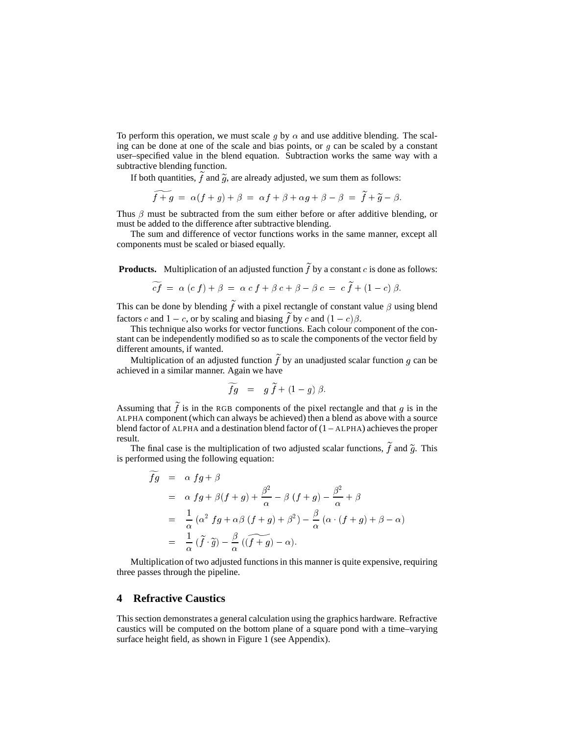To perform this operation, we must scale $g$ by $\alpha$ and use additive blending. The scaling can be done at one of the scale and bias points, or $g$ can be scaled by a constant user–specified value in the blend equation. Subtraction works the same way with a subtractive blending function.

If both quantities, $\widetilde{f}$ and $\widetilde{g}$, are already adjusted, we sum them as follows:

$$\widetilde{f+g} \;=\; \alpha(f+g)+\beta \;=\; \alpha f+\beta+\alpha g+\beta-\beta \;=\; \widetilde{f}+\widetilde{g}-\beta.$$

Thus $\beta$ must be subtracted from the sum either before or after additive blending, or must be added to the difference after subtractive blending.

The sum and difference of vector functions works in the same manner, except all components must be scaled or biased equally.

**Products.** Multiplication of an adjusted function $\widetilde{f}$ by a constant $c$ is done as follows:

$$\widetilde{cf} \;=\; \alpha\,(c\,f)+\beta \;=\; \alpha\,c\,f+\beta\,c+\beta-\beta\,c \;=\; c\,\widetilde{f}+(1-c)\,\beta.$$

This can be done by blending $\widetilde{f}$ with a pixel rectangle of constant value $\beta$ using blend factors $c$ and $1-c$, or by scaling and biasing $\widetilde{f}$ by $c$ and $(1-c)\beta$.

This technique also works for vector functions. Each colour component of the constant can be independently modified so as to scale the components of the vector field by different amounts, if wanted.

Multiplication of an adjusted function $\widetilde{f}$ by an unadjusted scalar function $g$ can be achieved in a similar manner. Again we have

$$\widetilde{fg} \;\;=\;\; g\,\widetilde{f}+(1-g)\,\beta.$$

Assuming that $\widetilde{f}$ is in the RGB components of the pixel rectangle and that $g$ is in the ALPHA component (which can always be achieved) then a blend as above with a source blend factor of ALPHA and a destination blend factor of (1 – ALPHA) achieves the proper result.

The final case is the multiplication of two adjusted scalar functions, $\widetilde{f}$ and $\widetilde{g}$. This is performed using the following equation:

$$\begin{aligned}
\widetilde{fg} &= \alpha\;fg+\beta \\
&= \alpha\;fg+\beta(f+g)+\frac{\beta^2}{\alpha}-\beta\,(f+g)-\frac{\beta^2}{\alpha}+\beta \\
&= \frac{1}{\alpha}\,(\alpha^2\;fg+\alpha\beta\,(f+g)+\beta^2)-\frac{\beta}{\alpha}\,(\alpha\cdot(f+g)+\beta-\alpha) \\
&= \frac{1}{\alpha}\,(\widetilde{f}\cdot\widetilde{g})-\frac{\beta}{\alpha}\,((\widetilde{f+g})-\alpha).
\end{aligned}$$

Multiplication of two adjusted functions in this manner is quite expensive, requiring three passes through the pipeline.

## 4 Refractive Caustics

This section demonstrates a general calculation using the graphics hardware. Refractive caustics will be computed on the bottom plane of a square pond with a time–varying surface height field, as shown in Figure 1 (see Appendix).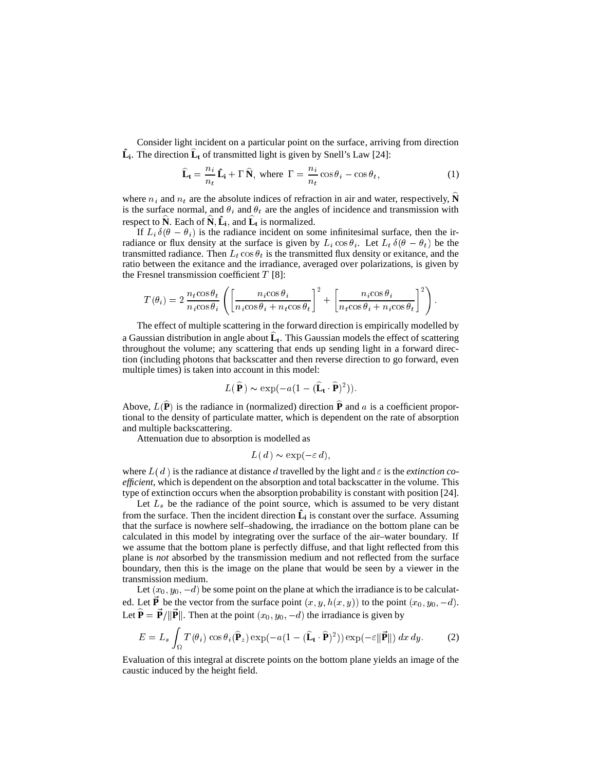Consider light incident on a particular point on the surface, arriving from direction $\hat{\mathbf{L}}_\mathbf{i}$. The direction $\widehat{\mathbf{L}}_\mathbf{t}$ of transmitted light is given by Snell's Law [24]:

$$\widehat{\mathbf{L}}_\mathbf{t} = \frac{n_i}{n_t}\hat{\mathbf{L}}_\mathbf{i} + \Gamma\,\widehat{\mathbf{N}}, \text{ where } \Gamma = \frac{n_i}{n_t}\cos\theta_i - \cos\theta_t, \tag{1}$$

where $n_i$ and $n_t$ are the absolute indices of refraction in air and water, respectively, $\widehat{\mathbf{N}}$ is the surface normal, and $\theta_i$ and $\theta_t$ are the angles of incidence and transmission with respect to $\widehat{\mathbf{N}}$. Each of $\widehat{\mathbf{N}}$, $\hat{\mathbf{L}}_\mathbf{i}$, and $\widehat{\mathbf{L}}_\mathbf{t}$ is normalized.

If $L_i\,\delta(\theta - \theta_i)$ is the radiance incident on some infinitesimal surface, then the irradiance or flux density at the surface is given by $L_i\cos\theta_i$. Let $L_t\,\delta(\theta - \theta_t)$ be the transmitted radiance. Then $L_t\cos\theta_t$ is the transmitted flux density or exitance, and the ratio between the exitance and the irradiance, averaged over polarizations, is given by the Fresnel transmission coefficient $T$ [8]:

$$T(\theta_i) = 2\,\frac{n_t\cos\theta_t}{n_i\cos\theta_i}\left(\left[\frac{n_i\cos\theta_i}{n_i\cos\theta_i + n_t\cos\theta_t}\right]^2 + \left[\frac{n_i\cos\theta_i}{n_t\cos\theta_i + n_i\cos\theta_t}\right]^2\right).$$

The effect of multiple scattering in the forward direction is empirically modelled by a Gaussian distribution in angle about $\widehat{\mathbf{L}}_\mathbf{t}$. This Gaussian models the effect of scattering throughout the volume; any scattering that ends up sending light in a forward direction (including photons that backscatter and then reverse direction to go forward, even multiple times) is taken into account in this model:

$$L(\widehat{\mathbf{P}}) \sim \exp(-a(1 - (\widehat{\mathbf{L}}_\mathbf{t}\cdot\widehat{\mathbf{P}})^2)).$$

Above, $L(\widehat{\mathbf{P}})$ is the radiance in (normalized) direction $\widehat{\mathbf{P}}$ and $a$ is a coefficient proportional to the density of particulate matter, which is dependent on the rate of absorption and multiple backscattering.

Attenuation due to absorption is modelled as

$$L(d) \sim \exp(-\varepsilon\, d),$$

where $L(d)$ is the radiance at distance $d$ travelled by the light and $\varepsilon$ is the *extinction coefficient*, which is dependent on the absorption and total backscatter in the volume. This type of extinction occurs when the absorption probability is constant with position [24].

Let $L_s$ be the radiance of the point source, which is assumed to be very distant from the surface. Then the incident direction $\hat{\mathbf{L}}_\mathbf{i}$ is constant over the surface. Assuming that the surface is nowhere self–shadowing, the irradiance on the bottom plane can be calculated in this model by integrating over the surface of the air–water boundary. If we assume that the bottom plane is perfectly diffuse, and that light reflected from this plane is *not* absorbed by the transmission medium and not reflected from the surface boundary, then this is the image on the plane that would be seen by a viewer in the transmission medium.

Let $(x_0, y_0, -d)$ be some point on the plane at which the irradiance is to be calculated. Let $\vec{\mathbf{P}}$ be the vector from the surface point $(x, y, h(x, y))$ to the point $(x_0, y_0, -d)$. Let $\widehat{\mathbf{P}} = \vec{\mathbf{P}}/\|\vec{\mathbf{P}}\|$. Then at the point $(x_0, y_0, -d)$ the irradiance is given by

$$E = L_s\int_\Omega T(\theta_i)\,\cos\theta_i(\widehat{\mathbf{P}}_z)\exp(-a(1 - (\widehat{\mathbf{L}}_\mathbf{t}\cdot\widehat{\mathbf{P}})^2))\exp(-\varepsilon\|\vec{\mathbf{P}}\|)\;dx\,dy. \tag{2}$$

Evaluation of this integral at discrete points on the bottom plane yields an image of the caustic induced by the height field.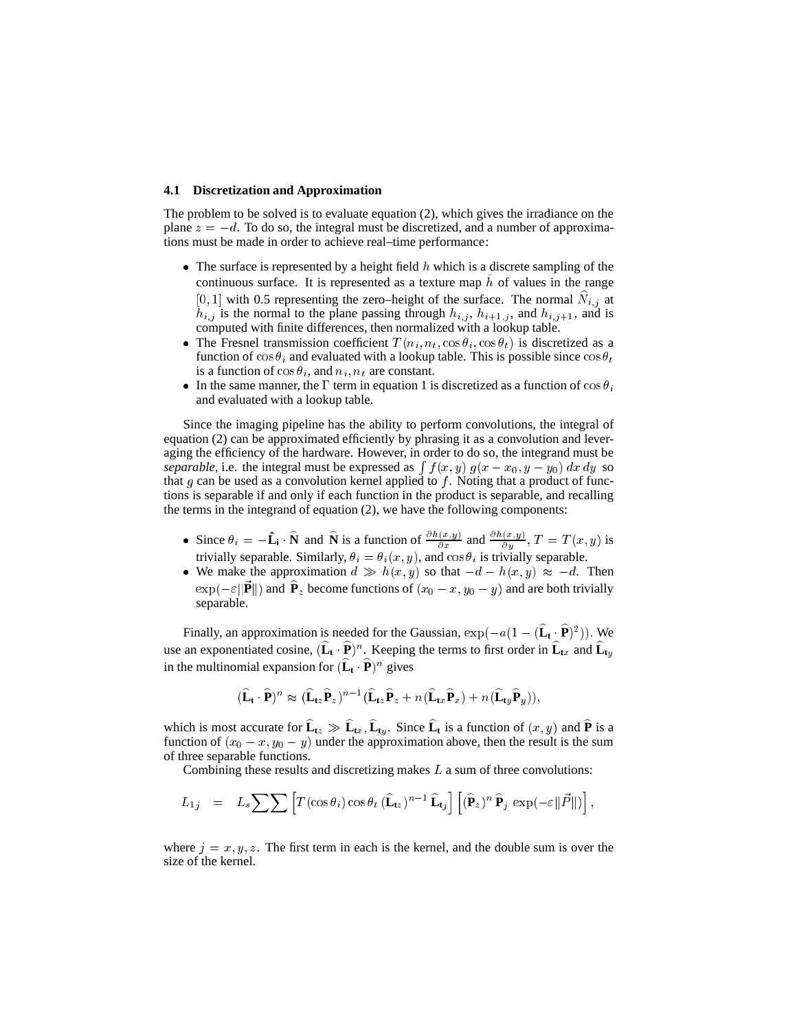### 4.1 Discretization and Approximation

The problem to be solved is to evaluate equation (2), which gives the irradiance on the plane $z = -d$. To do so, the integral must be discretized, and a number of approximations must be made in order to achieve real–time performance:

- The surface is represented by a height field $h$ which is a discrete sampling of the continuous surface. It is represented as a texture map $\bar{h}$ of values in the range $[0, 1]$ with 0.5 representing the zero–height of the surface. The normal $\widehat{N}_{i,j}$ at $h_{i,j}$ is the normal to the plane passing through $h_{i,j}$, $h_{i+1,j}$, and $h_{i,j+1}$, and is computed with finite differences, then normalized with a lookup table.
- The Fresnel transmission coefficient $T(n_i, n_t, \cos\theta_i, \cos\theta_t)$ is discretized as a function of $\cos\theta_i$ and evaluated with a lookup table. This is possible since $\cos\theta_t$ is a function of $\cos\theta_i$, and $n_i, n_t$ are constant.
- In the same manner, the $\Gamma$ term in equation 1 is discretized as a function of $\cos\theta_i$ and evaluated with a lookup table.

Since the imaging pipeline has the ability to perform convolutions, the integral of equation (2) can be approximated efficiently by phrasing it as a convolution and leveraging the efficiency of the hardware. However, in order to do so, the integrand must be *separable*, i.e. the integral must be expressed as $\int f(x, y)\, g(x - x_0, y - y_0)\, dx\, dy$ so that $g$ can be used as a convolution kernel applied to $f$. Noting that a product of functions is separable if and only if each function in the product is separable, and recalling the terms in the integrand of equation (2), we have the following components:

- Since $\theta_i = -\hat{\mathbf{L}}_{\mathbf{i}} \cdot \widehat{\mathbf{N}}$ and $\widehat{\mathbf{N}}$ is a function of $\frac{\partial h(x,y)}{\partial x}$ and $\frac{\partial h(x,y)}{\partial y}$, $T = T(x, y)$ is trivially separable. Similarly, $\theta_i = \theta_i(x, y)$, and $\cos\theta_i$ is trivially separable.
- We make the approximation $d \gg h(x, y)$ so that $-d - h(x, y) \approx -d$. Then $\exp(-\varepsilon\|\vec{\mathbf{P}}\|)$ and $\widehat{\mathbf{P}}_z$ become functions of $(x_0 - x, y_0 - y)$ and are both trivially separable.

Finally, an approximation is needed for the Gaussian, $\exp(-a(1 - (\widehat{\mathbf{L}}_{\mathbf{t}} \cdot \widehat{\mathbf{P}})^2))$. We use an exponentiated cosine, $(\widehat{\mathbf{L}}_{\mathbf{t}} \cdot \widehat{\mathbf{P}})^n$. Keeping the terms to first order in $\widehat{\mathbf{L}}_{\mathbf{t}x}$ and $\widehat{\mathbf{L}}_{\mathbf{t}y}$ in the multinomial expansion for $(\widehat{\mathbf{L}}_{\mathbf{t}} \cdot \widehat{\mathbf{P}})^n$ gives

$$(\widehat{\mathbf{L}}_{\mathbf{t}} \cdot \widehat{\mathbf{P}})^n \approx (\widehat{\mathbf{L}}_{\mathbf{t}z}\widehat{\mathbf{P}}_z)^{n-1}(\widehat{\mathbf{L}}_{\mathbf{t}z}\widehat{\mathbf{P}}_z + n(\widehat{\mathbf{L}}_{\mathbf{t}x}\widehat{\mathbf{P}}_x) + n(\widehat{\mathbf{L}}_{\mathbf{t}y}\widehat{\mathbf{P}}_y)),$$

which is most accurate for $\widehat{\mathbf{L}}_{\mathbf{t}z} \gg \widehat{\mathbf{L}}_{\mathbf{t}x}, \widehat{\mathbf{L}}_{\mathbf{t}y}$. Since $\widehat{\mathbf{L}}_{\mathbf{t}}$ is a function of $(x, y)$ and $\widehat{\mathbf{P}}$ is a function of $(x_0 - x, y_0 - y)$ under the approximation above, then the result is the sum of three separable functions.

Combining these results and discretizing makes $L$ a sum of three convolutions:

$$L_{1j} \;\; = \;\; L_s \sum\sum \left[T(\cos\theta_i)\cos\theta_t\,(\widehat{\mathbf{L}}_{\mathbf{t}z})^{n-1}\,\widehat{\mathbf{L}}_{\mathbf{t}j}\right]\left[(\widehat{\mathbf{P}}_z)^n\,\widehat{\mathbf{P}}_j\,\exp(-\varepsilon\|\vec{P}\|)\right],$$

where $j = x, y, z$. The first term in each is the kernel, and the double sum is over the size of the kernel.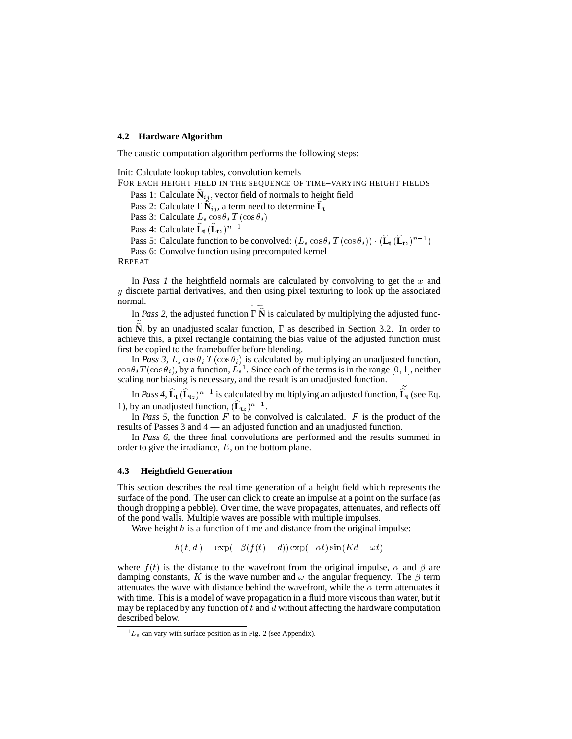### 4.2 Hardware Algorithm

The caustic computation algorithm performs the following steps:

Init: Calculate lookup tables, convolution kernels
FOR EACH HEIGHT FIELD IN THE SEQUENCE OF TIME–VARYING HEIGHT FIELDS
  Pass 1: Calculate $\widehat{\mathbf{N}}_{ij}$, vector field of normals to height field
  Pass 2: Calculate $\Gamma\,\widehat{\mathbf{N}}_{ij}$, a term need to determine $\widehat{\mathbf{L}}_{\mathbf{t}}$
  Pass 3: Calculate $L_s \cos\theta_i \, T(\cos\theta_i)$
  Pass 4: Calculate $\widehat{\mathbf{L}}_{\mathbf{t}}\,(\widehat{\mathbf{L}}_{\mathbf{t}z})^{n-1}$
  Pass 5: Calculate function to be convolved: $(L_s \cos\theta_i \, T(\cos\theta_i)) \cdot (\widehat{\mathbf{L}}_{\mathbf{t}}\,(\widehat{\mathbf{L}}_{\mathbf{t}z})^{n-1})$
  Pass 6: Convolve function using precomputed kernel
REPEAT

In *Pass 1* the heightfield normals are calculated by convolving to get the $x$ and $y$ discrete partial derivatives, and then using pixel texturing to look up the associated normal.

In *Pass 2*, the adjusted function $\widetilde{\Gamma\,\widehat{\mathbf{N}}}$ is calculated by multiplying the adjusted function $\widetilde{\widehat{\mathbf{N}}}$, by an unadjusted scalar function, $\Gamma$ as described in Section 3.2. In order to achieve this, a pixel rectangle containing the bias value of the adjusted function must first be copied to the framebuffer before blending.

In *Pass 3*, $L_s \cos\theta_i \, T(\cos\theta_i)$ is calculated by multiplying an unadjusted function, $\cos\theta_i T(\cos\theta_i)$, by a function, $L_s$[1]. Since each of the terms is in the range $[0, 1]$, neither scaling nor biasing is necessary, and the result is an unadjusted function.

In *Pass 4*, $\widehat{\mathbf{L}}_{\mathbf{t}}\,(\widehat{\mathbf{L}}_{\mathbf{t}z})^{n-1}$ is calculated by multiplying an adjusted function, $\widetilde{\widehat{\mathbf{L}}}_{\mathbf{t}}$ (see Eq. 1), by an unadjusted function, $(\widehat{\mathbf{L}}_{\mathbf{t}z})^{n-1}$.

In *Pass 5*, the function $F$ to be convolved is calculated. $F$ is the product of the results of Passes 3 and 4 — an adjusted function and an unadjusted function.

In *Pass 6*, the three final convolutions are performed and the results summed in order to give the irradiance, $E$, on the bottom plane.

### 4.3 Heightfield Generation

This section describes the real time generation of a height field which represents the surface of the pond. The user can click to create an impulse at a point on the surface (as though dropping a pebble). Over time, the wave propagates, attenuates, and reflects off of the pond walls. Multiple waves are possible with multiple impulses.

Wave height $h$ is a function of time and distance from the original impulse:

$$h(t, d) = \exp(-\beta(f(t) - d)) \exp(-\alpha t) \sin(Kd - \omega t)$$

where $f(t)$ is the distance to the wavefront from the original impulse, $\alpha$ and $\beta$ are damping constants, $K$ is the wave number and $\omega$ the angular frequency. The $\beta$ term attenuates the wave with distance behind the wavefront, while the $\alpha$ term attenuates it with time. This is a model of wave propagation in a fluid more viscous than water, but it may be replaced by any function of $t$ and $d$ without affecting the hardware computation described below.

[1] $L_s$ can vary with surface position as in Fig. 2 (see Appendix).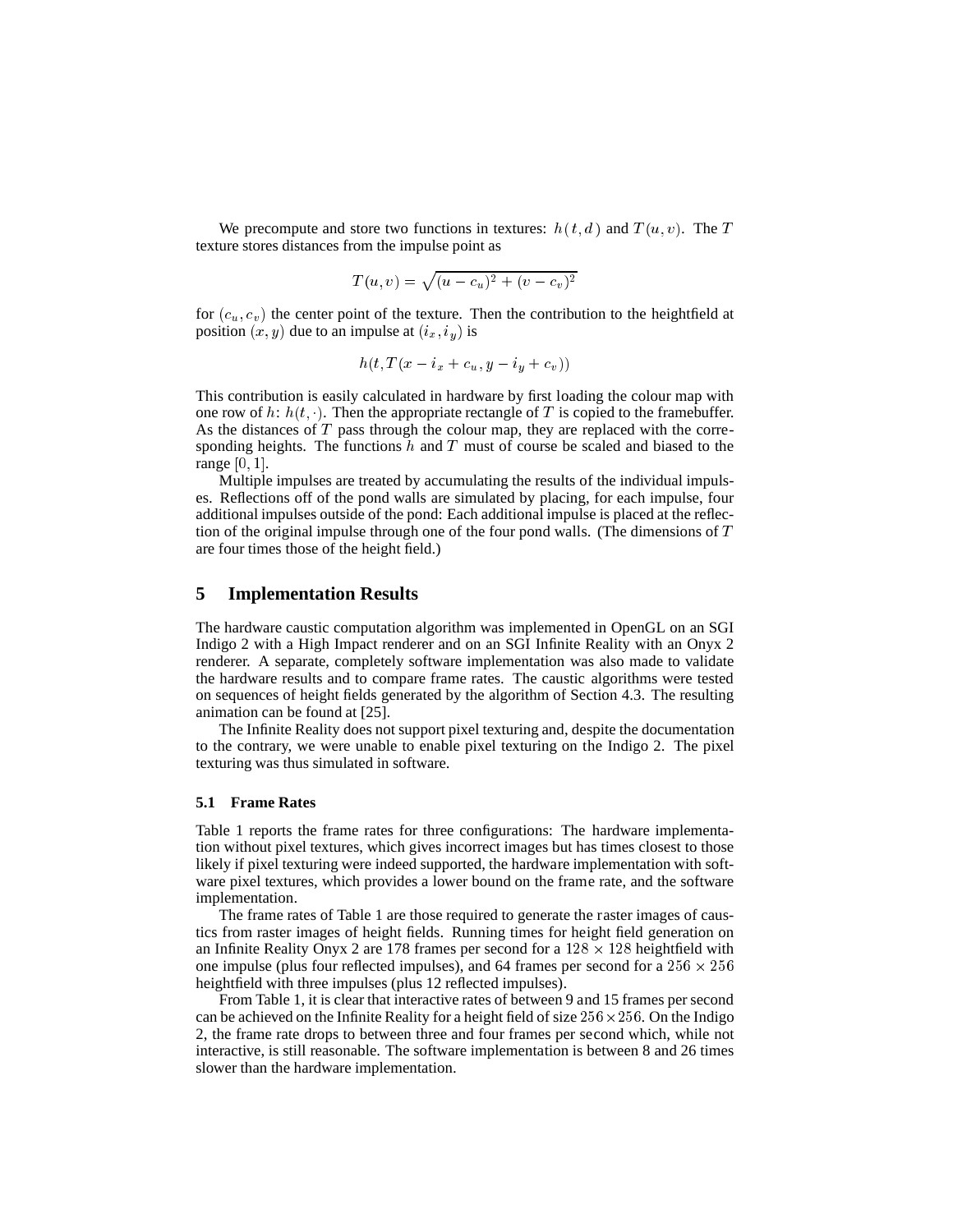We precompute and store two functions in textures: $h(t,d)$ and $T(u,v)$. The $T$ texture stores distances from the impulse point as

$$T(u,v) = \sqrt{(u-c_u)^2 + (v-c_v)^2}$$

for $(c_u, c_v)$ the center point of the texture. Then the contribution to the heightfield at position $(x, y)$ due to an impulse at $(i_x, i_y)$ is

$$h(t, T(x - i_x + c_u, y - i_y + c_v))$$

This contribution is easily calculated in hardware by first loading the colour map with one row of $h$: $h(t, \cdot)$. Then the appropriate rectangle of $T$ is copied to the framebuffer. As the distances of $T$ pass through the colour map, they are replaced with the corresponding heights. The functions $h$ and $T$ must of course be scaled and biased to the range $[0, 1]$.

Multiple impulses are treated by accumulating the results of the individual impulses. Reflections off of the pond walls are simulated by placing, for each impulse, four additional impulses outside of the pond: Each additional impulse is placed at the reflection of the original impulse through one of the four pond walls. (The dimensions of $T$ are four times those of the height field.)

## 5 Implementation Results

The hardware caustic computation algorithm was implemented in OpenGL on an SGI Indigo 2 with a High Impact renderer and on an SGI Infinite Reality with an Onyx 2 renderer. A separate, completely software implementation was also made to validate the hardware results and to compare frame rates. The caustic algorithms were tested on sequences of height fields generated by the algorithm of Section 4.3. The resulting animation can be found at [25].

The Infinite Reality does not support pixel texturing and, despite the documentation to the contrary, we were unable to enable pixel texturing on the Indigo 2. The pixel texturing was thus simulated in software.

### 5.1 Frame Rates

Table 1 reports the frame rates for three configurations: The hardware implementation without pixel textures, which gives incorrect images but has times closest to those likely if pixel texturing were indeed supported, the hardware implementation with software pixel textures, which provides a lower bound on the frame rate, and the software implementation.

The frame rates of Table 1 are those required to generate the raster images of caustics from raster images of height fields. Running times for height field generation on an Infinite Reality Onyx 2 are 178 frames per second for a $128 \times 128$ heightfield with one impulse (plus four reflected impulses), and 64 frames per second for a $256 \times 256$ heightfield with three impulses (plus 12 reflected impulses).

From Table 1, it is clear that interactive rates of between 9 and 15 frames per second can be achieved on the Infinite Reality for a height field of size $256 \times 256$. On the Indigo 2, the frame rate drops to between three and four frames per second which, while not interactive, is still reasonable. The software implementation is between 8 and 26 times slower than the hardware implementation.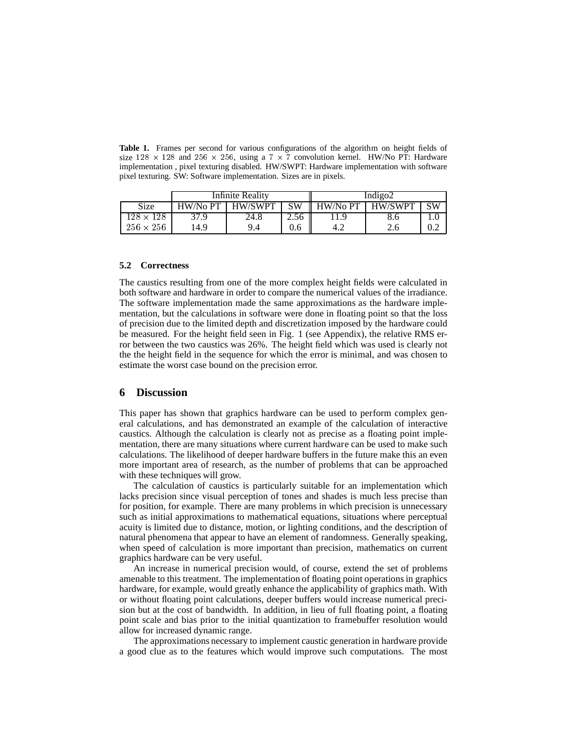**Table 1.** Frames per second for various configurations of the algorithm on height fields of size $128 \times 128$ and $256 \times 256$, using a $7 \times 7$ convolution kernel. HW/No PT: Hardware implementation , pixel texturing disabled. HW/SWPT: Hardware implementation with software pixel texturing. SW: Software implementation. Sizes are in pixels.

| | Infinite Reality | | | Indigo2 | | |
|---|---|---|---|---|---|---|
| Size | HW/No PT | HW/SWPT | SW | HW/No PT | HW/SWPT | SW |
| $128 \times 128$ | 37.9 | 24.8 | 2.56 | 11.9 | 8.6 | 1.0 |
| $256 \times 256$ | 14.9 | 9.4 | 0.6 | 4.2 | 2.6 | 0.2 |

### 5.2 Correctness

The caustics resulting from one of the more complex height fields were calculated in both software and hardware in order to compare the numerical values of the irradiance. The software implementation made the same approximations as the hardware implementation, but the calculations in software were done in floating point so that the loss of precision due to the limited depth and discretization imposed by the hardware could be measured. For the height field seen in Fig. 1 (see Appendix), the relative RMS error between the two caustics was 26%. The height field which was used is clearly not the the height field in the sequence for which the error is minimal, and was chosen to estimate the worst case bound on the precision error.

## 6 Discussion

This paper has shown that graphics hardware can be used to perform complex general calculations, and has demonstrated an example of the calculation of interactive caustics. Although the calculation is clearly not as precise as a floating point implementation, there are many situations where current hardware can be used to make such calculations. The likelihood of deeper hardware buffers in the future make this an even more important area of research, as the number of problems that can be approached with these techniques will grow.

The calculation of caustics is particularly suitable for an implementation which lacks precision since visual perception of tones and shades is much less precise than for position, for example. There are many problems in which precision is unnecessary such as initial approximations to mathematical equations, situations where perceptual acuity is limited due to distance, motion, or lighting conditions, and the description of natural phenomena that appear to have an element of randomness. Generally speaking, when speed of calculation is more important than precision, mathematics on current graphics hardware can be very useful.

An increase in numerical precision would, of course, extend the set of problems amenable to this treatment. The implementation of floating point operations in graphics hardware, for example, would greatly enhance the applicability of graphics math. With or without floating point calculations, deeper buffers would increase numerical precision but at the cost of bandwidth. In addition, in lieu of full floating point, a floating point scale and bias prior to the initial quantization to framebuffer resolution would allow for increased dynamic range.

The approximations necessary to implement caustic generation in hardware provide a good clue as to the features which would improve such computations. The most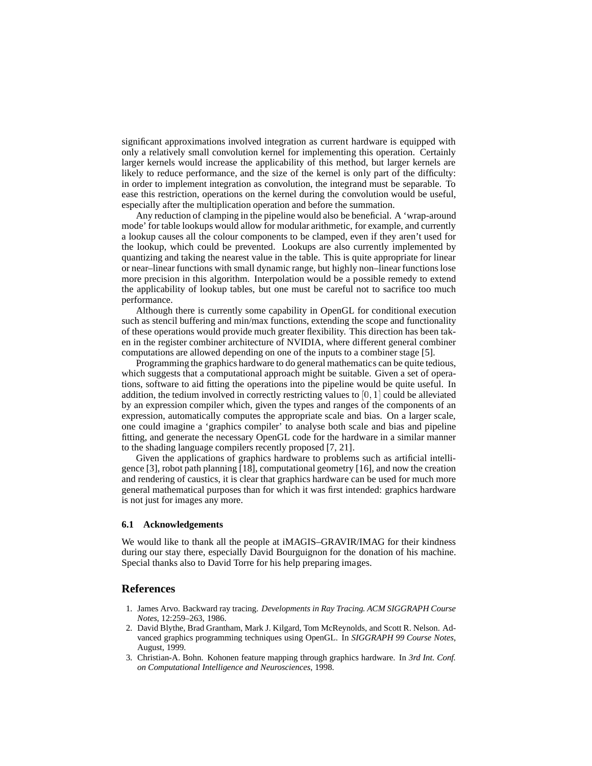significant approximations involved integration as current hardware is equipped with only a relatively small convolution kernel for implementing this operation. Certainly larger kernels would increase the applicability of this method, but larger kernels are likely to reduce performance, and the size of the kernel is only part of the difficulty: in order to implement integration as convolution, the integrand must be separable. To ease this restriction, operations on the kernel during the convolution would be useful, especially after the multiplication operation and before the summation.

Any reduction of clamping in the pipeline would also be beneficial. A 'wrap-around mode' for table lookups would allow for modular arithmetic, for example, and currently a lookup causes all the colour components to be clamped, even if they aren't used for the lookup, which could be prevented. Lookups are also currently implemented by quantizing and taking the nearest value in the table. This is quite appropriate for linear or near–linear functions with small dynamic range, but highly non–linear functions lose more precision in this algorithm. Interpolation would be a possible remedy to extend the applicability of lookup tables, but one must be careful not to sacrifice too much performance.

Although there is currently some capability in OpenGL for conditional execution such as stencil buffering and min/max functions, extending the scope and functionality of these operations would provide much greater flexibility. This direction has been taken in the register combiner architecture of NVIDIA, where different general combiner computations are allowed depending on one of the inputs to a combiner stage [5].

Programming the graphics hardware to do general mathematics can be quite tedious, which suggests that a computational approach might be suitable. Given a set of operations, software to aid fitting the operations into the pipeline would be quite useful. In addition, the tedium involved in correctly restricting values to $[0, 1]$ could be alleviated by an expression compiler which, given the types and ranges of the components of an expression, automatically computes the appropriate scale and bias. On a larger scale, one could imagine a 'graphics compiler' to analyse both scale and bias and pipeline fitting, and generate the necessary OpenGL code for the hardware in a similar manner to the shading language compilers recently proposed [7, 21].

Given the applications of graphics hardware to problems such as artificial intelligence [3], robot path planning [18], computational geometry [16], and now the creation and rendering of caustics, it is clear that graphics hardware can be used for much more general mathematical purposes than for which it was first intended: graphics hardware is not just for images any more.

### 6.1 Acknowledgements

We would like to thank all the people at iMAGIS–GRAVIR/IMAG for their kindness during our stay there, especially David Bourguignon for the donation of his machine. Special thanks also to David Torre for his help preparing images.

## References

1. James Arvo. Backward ray tracing. *Developments in Ray Tracing. ACM SIGGRAPH Course Notes*, 12:259–263, 1986.
2. David Blythe, Brad Grantham, Mark J. Kilgard, Tom McReynolds, and Scott R. Nelson. Advanced graphics programming techniques using OpenGL. In *SIGGRAPH 99 Course Notes*, August, 1999.
3. Christian-A. Bohn. Kohonen feature mapping through graphics hardware. In *3rd Int. Conf. on Computational Intelligence and Neurosciences*, 1998.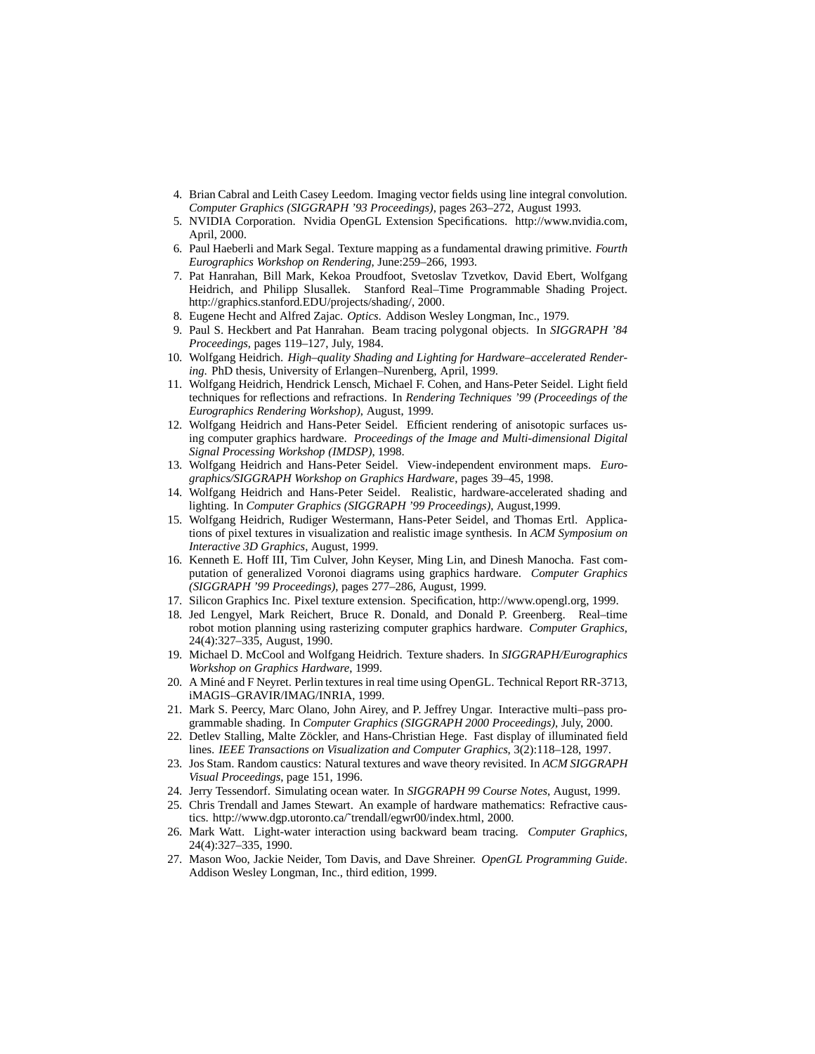4. Brian Cabral and Leith Casey Leedom. Imaging vector fields using line integral convolution. *Computer Graphics (SIGGRAPH '93 Proceedings)*, pages 263–272, August 1993.
5. NVIDIA Corporation. Nvidia OpenGL Extension Specifications. http://www.nvidia.com, April, 2000.
6. Paul Haeberli and Mark Segal. Texture mapping as a fundamental drawing primitive. *Fourth Eurographics Workshop on Rendering*, June:259–266, 1993.
7. Pat Hanrahan, Bill Mark, Kekoa Proudfoot, Svetoslav Tzvetkov, David Ebert, Wolfgang Heidrich, and Philipp Slusallek. Stanford Real–Time Programmable Shading Project. http://graphics.stanford.EDU/projects/shading/, 2000.
8. Eugene Hecht and Alfred Zajac. *Optics*. Addison Wesley Longman, Inc., 1979.
9. Paul S. Heckbert and Pat Hanrahan. Beam tracing polygonal objects. In *SIGGRAPH '84 Proceedings*, pages 119–127, July, 1984.
10. Wolfgang Heidrich. *High–quality Shading and Lighting for Hardware–accelerated Rendering*. PhD thesis, University of Erlangen–Nurenberg, April, 1999.
11. Wolfgang Heidrich, Hendrick Lensch, Michael F. Cohen, and Hans-Peter Seidel. Light field techniques for reflections and refractions. In *Rendering Techniques '99 (Proceedings of the Eurographics Rendering Workshop)*, August, 1999.
12. Wolfgang Heidrich and Hans-Peter Seidel. Efficient rendering of anisotopic surfaces using computer graphics hardware. *Proceedings of the Image and Multi-dimensional Digital Signal Processing Workshop (IMDSP)*, 1998.
13. Wolfgang Heidrich and Hans-Peter Seidel. View-independent environment maps. *Eurographics/SIGGRAPH Workshop on Graphics Hardware*, pages 39–45, 1998.
14. Wolfgang Heidrich and Hans-Peter Seidel. Realistic, hardware-accelerated shading and lighting. In *Computer Graphics (SIGGRAPH '99 Proceedings)*, August,1999.
15. Wolfgang Heidrich, Rudiger Westermann, Hans-Peter Seidel, and Thomas Ertl. Applications of pixel textures in visualization and realistic image synthesis. In *ACM Symposium on Interactive 3D Graphics*, August, 1999.
16. Kenneth E. Hoff III, Tim Culver, John Keyser, Ming Lin, and Dinesh Manocha. Fast computation of generalized Voronoi diagrams using graphics hardware. *Computer Graphics (SIGGRAPH '99 Proceedings)*, pages 277–286, August, 1999.
17. Silicon Graphics Inc. Pixel texture extension. Specification, http://www.opengl.org, 1999.
18. Jed Lengyel, Mark Reichert, Bruce R. Donald, and Donald P. Greenberg. Real–time robot motion planning using rasterizing computer graphics hardware. *Computer Graphics*, 24(4):327–335, August, 1990.
19. Michael D. McCool and Wolfgang Heidrich. Texture shaders. In *SIGGRAPH/Eurographics Workshop on Graphics Hardware*, 1999.
20. A Miné and F Neyret. Perlin textures in real time using OpenGL. Technical Report RR-3713, iMAGIS–GRAVIR/IMAG/INRIA, 1999.
21. Mark S. Peercy, Marc Olano, John Airey, and P. Jeffrey Ungar. Interactive multi–pass programmable shading. In *Computer Graphics (SIGGRAPH 2000 Proceedings)*, July, 2000.
22. Detlev Stalling, Malte Zöckler, and Hans-Christian Hege. Fast display of illuminated field lines. *IEEE Transactions on Visualization and Computer Graphics*, 3(2):118–128, 1997.
23. Jos Stam. Random caustics: Natural textures and wave theory revisited. In *ACM SIGGRAPH Visual Proceedings*, page 151, 1996.
24. Jerry Tessendorf. Simulating ocean water. In *SIGGRAPH 99 Course Notes*, August, 1999.
25. Chris Trendall and James Stewart. An example of hardware mathematics: Refractive caustics. http://www.dgp.utoronto.ca/~trendall/egwr00/index.html, 2000.
26. Mark Watt. Light-water interaction using backward beam tracing. *Computer Graphics*, 24(4):327–335, 1990.
27. Mason Woo, Jackie Neider, Tom Davis, and Dave Shreiner. *OpenGL Programming Guide*. Addison Wesley Longman, Inc., third edition, 1999.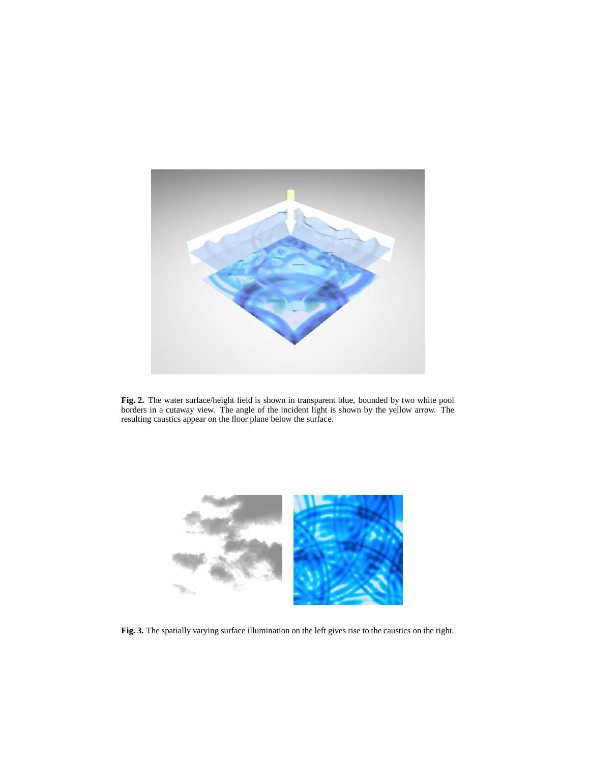**Fig. 2.** The water surface/height field is shown in transparent blue, bounded by two white pool borders in a cutaway view. The angle of the incident light is shown by the yellow arrow. The resulting caustics appear on the floor plane below the surface.

**Fig. 3.** The spatially varying surface illumination on the left gives rise to the caustics on the right.